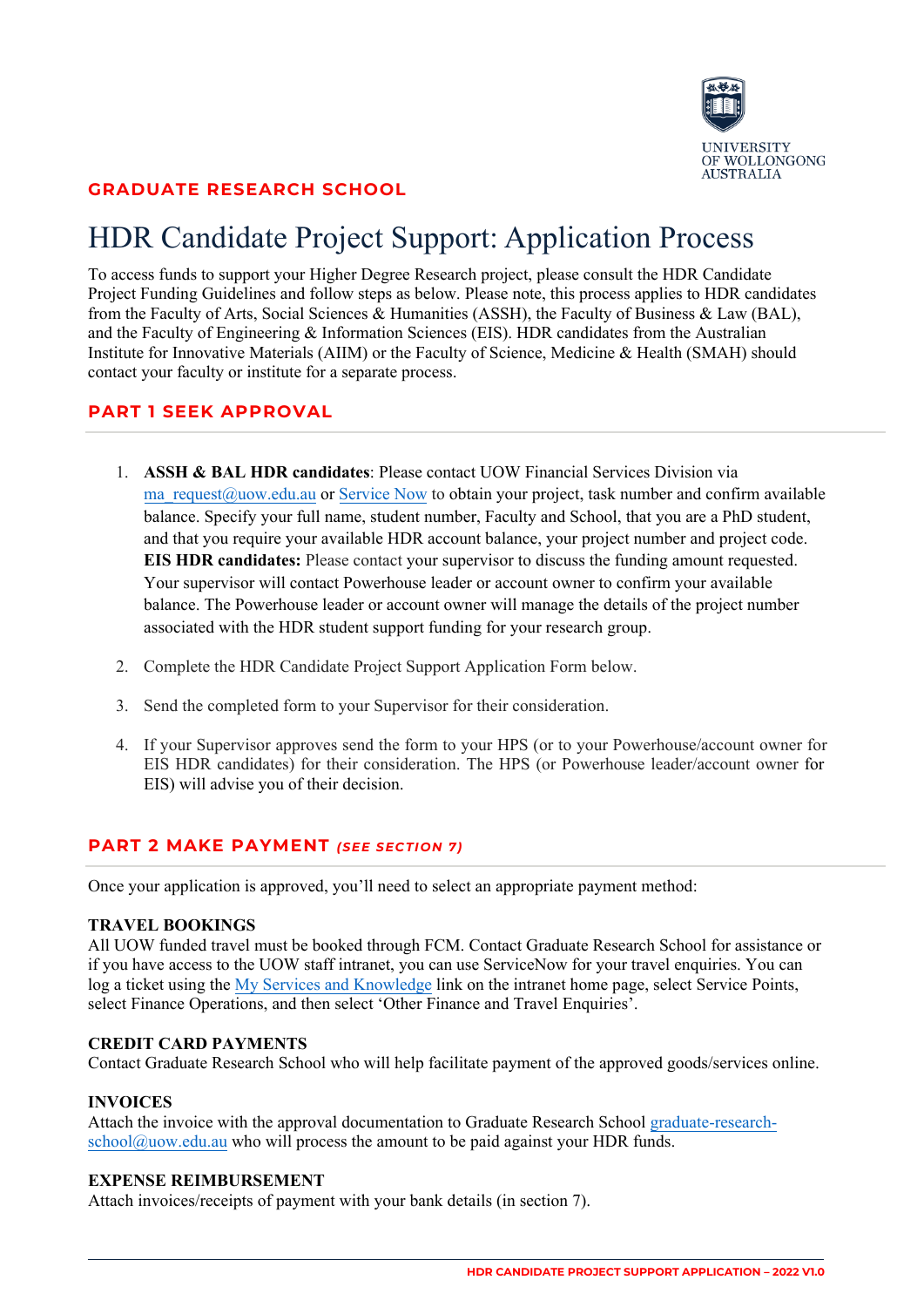UNIVERSITY OF WOLLONGONG AUSTRALIA

## GRADUATE RESEARCH SCHOOL

# HDR Candidate Project Support: Application Process

To access funds to support your Higher Degree Research project, please consult the HDR Candidate Project Funding Guidelines and follow steps as below. Please note, this process applies to HDR candidates from the Faculty of Arts, Social Sciences & Humanities (ASSH), the Faculty of Business & Law (BAL), and the Faculty of Engineering & Information Sciences (EIS). HDR candidates from the Australian Institute for Innovative Materials (AIIM) or the Faculty of Science, Medicine & Health (SMAH) should contact your faculty or institute for a separate process.

## PART 1 SEEK APPROVAL

1. **ASSH & BAL HDR candidates**: Please contact UOW Financial Services Division via ma_request@uow.edu.au or Service Now to obtain your project, task number and confirm available balance. Specify your full name, student number, Faculty and School, that you are a PhD student, and that you require your available HDR account balance, your project number and project code. **EIS HDR candidates:** Please contact your supervisor to discuss the funding amount requested. Your supervisor will contact Powerhouse leader or account owner to confirm your available balance. The Powerhouse leader or account owner will manage the details of the project number associated with the HDR student support funding for your research group.

2. Complete the HDR Candidate Project Support Application Form below.

3. Send the completed form to your Supervisor for their consideration.

4. If your Supervisor approves send the form to your HPS (or to your Powerhouse/account owner for EIS HDR candidates) for their consideration. The HPS (or Powerhouse leader/account owner for EIS) will advise you of their decision.

## PART 2 MAKE PAYMENT *(SEE SECTION 7)*

Once your application is approved, you'll need to select an appropriate payment method:

### TRAVEL BOOKINGS

All UOW funded travel must be booked through FCM. Contact Graduate Research School for assistance or if you have access to the UOW staff intranet, you can use ServiceNow for your travel enquiries. You can log a ticket using the My Services and Knowledge link on the intranet home page, select Service Points, select Finance Operations, and then select 'Other Finance and Travel Enquiries'.

### CREDIT CARD PAYMENTS

Contact Graduate Research School who will help facilitate payment of the approved goods/services online.

### INVOICES

Attach the invoice with the approval documentation to Graduate Research School graduate-research-school@uow.edu.au who will process the amount to be paid against your HDR funds.

### EXPENSE REIMBURSEMENT

Attach invoices/receipts of payment with your bank details (in section 7).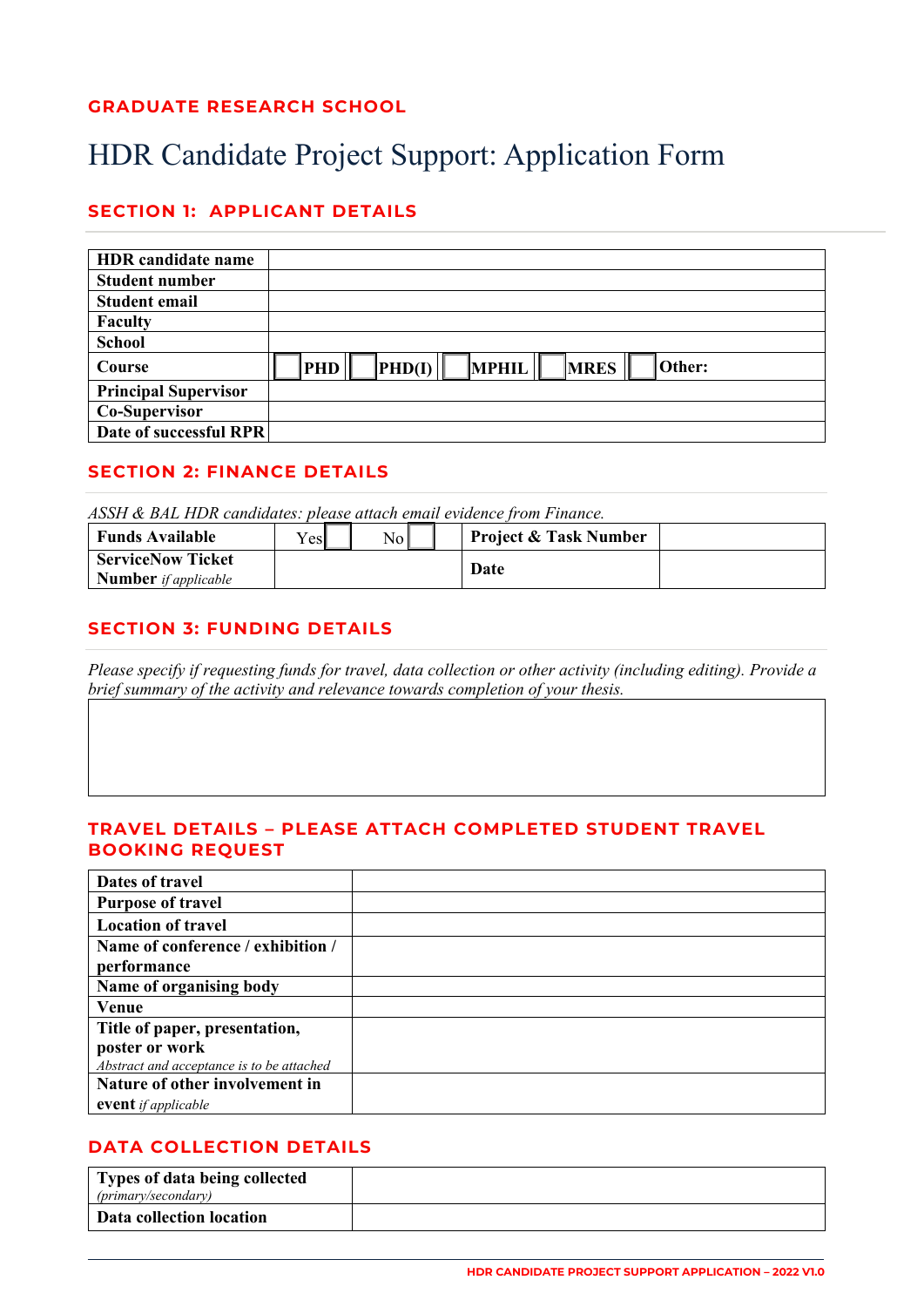**GRADUATE RESEARCH SCHOOL**

# HDR Candidate Project Support: Application Form

## SECTION 1: APPLICANT DETAILS

| | |
|---|---|
| **HDR candidate name** | |
| **Student number** | |
| **Student email** | |
| **Faculty** | |
| **School** | |
| **Course** | ☐ **PHD** ☐ **PHD(I)** ☐ **MPHIL** ☐ **MRES** ☐ **Other:** |
| **Principal Supervisor** | |
| **Co-Supervisor** | |
| **Date of successful RPR** | |

## SECTION 2: FINANCE DETAILS

*ASSH & BAL HDR candidates: please attach email evidence from Finance.*

| | | | |
|---|---|---|---|
| **Funds Available** | Yes ☐ No ☐ | **Project & Task Number** | |
| **ServiceNow Ticket Number** *if applicable* | | **Date** | |

## SECTION 3: FUNDING DETAILS

*Please specify if requesting funds for travel, data collection or other activity (including editing). Provide a brief summary of the activity and relevance towards completion of your thesis.*

| |
|---|
| |

## TRAVEL DETAILS – PLEASE ATTACH COMPLETED STUDENT TRAVEL BOOKING REQUEST

| | |
|---|---|
| **Dates of travel** | |
| **Purpose of travel** | |
| **Location of travel** | |
| **Name of conference / exhibition / performance** | |
| **Name of organising body** | |
| **Venue** | |
| **Title of paper, presentation, poster or work** *Abstract and acceptance is to be attached* | |
| **Nature of other involvement in event** *if applicable* | |

## DATA COLLECTION DETAILS

| | |
|---|---|
| **Types of data being collected** *(primary/secondary)* | |
| **Data collection location** | |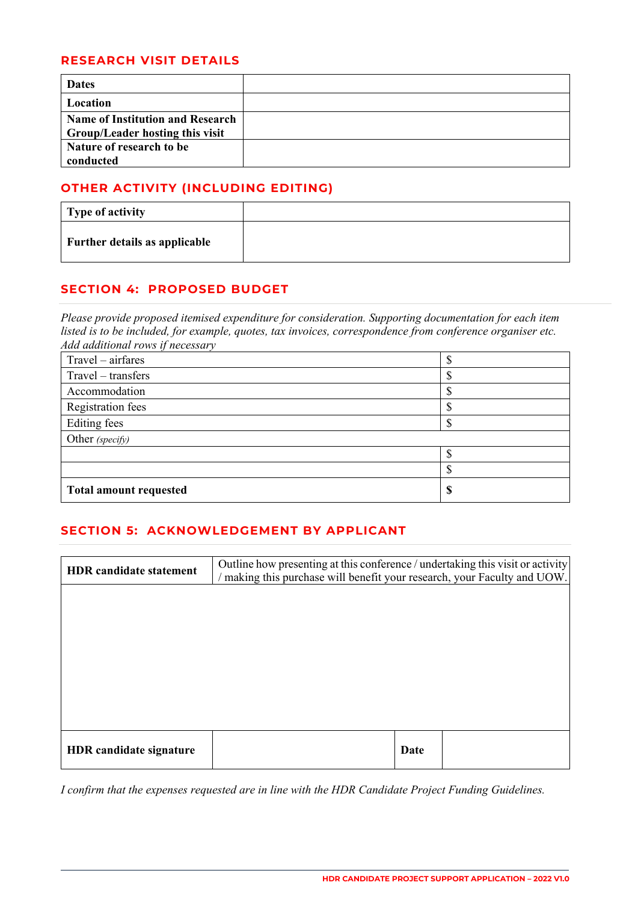## RESEARCH VISIT DETAILS

| **Dates** | |
|---|---|
| **Location** | |
| **Name of Institution and Research Group/Leader hosting this visit** | |
| **Nature of research to be conducted** | |

## OTHER ACTIVITY (INCLUDING EDITING)

| **Type of activity** | |
|---|---|
| **Further details as applicable** | |

## SECTION 4: PROPOSED BUDGET

*Please provide proposed itemised expenditure for consideration. Supporting documentation for each item listed is to be included, for example, quotes, tax invoices, correspondence from conference organiser etc. Add additional rows if necessary*

| | |
|---|---|
| Travel – airfares | $ |
| Travel – transfers | $ |
| Accommodation | $ |
| Registration fees | $ |
| Editing fees | $ |
| Other *(specify)* | |
| | $ |
| | $ |
| **Total amount requested** | **$** |

## SECTION 5: ACKNOWLEDGEMENT BY APPLICANT

| **HDR candidate statement** | Outline how presenting at this conference / undertaking this visit or activity / making this purchase will benefit your research, your Faculty and UOW. | | |
|---|---|---|---|
| | | | |
| **HDR candidate signature** | | **Date** | |

*I confirm that the expenses requested are in line with the HDR Candidate Project Funding Guidelines.*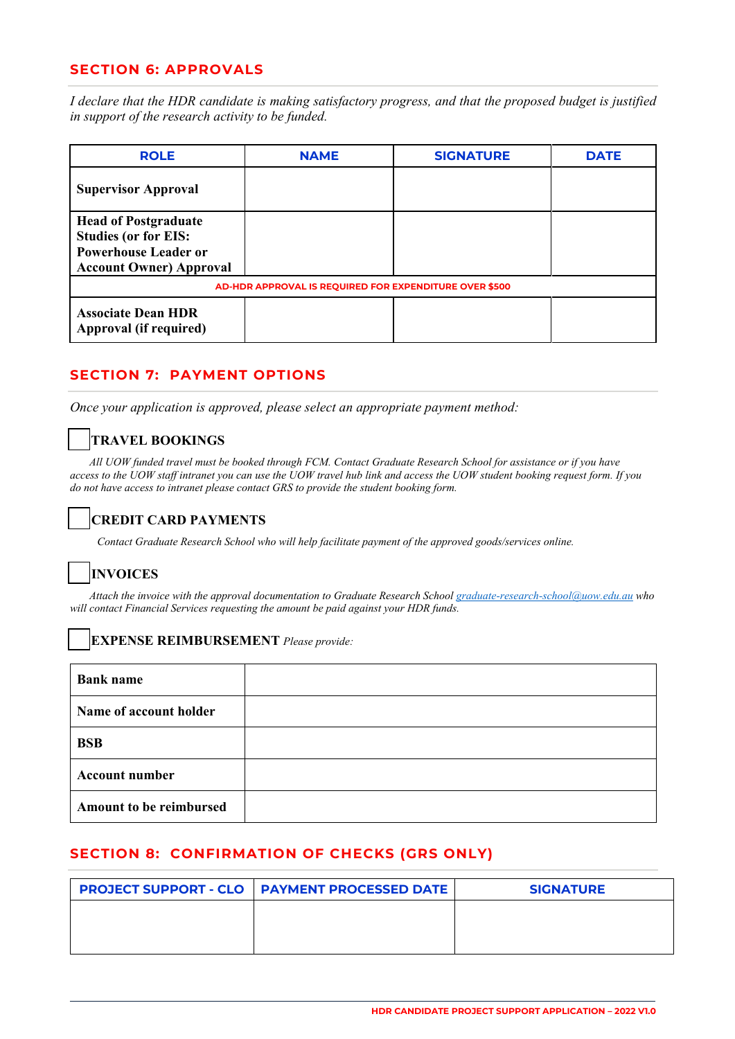## SECTION 6: APPROVALS

*I declare that the HDR candidate is making satisfactory progress, and that the proposed budget is justified in support of the research activity to be funded.*

| ROLE | NAME | SIGNATURE | DATE |
|---|---|---|---|
| **Supervisor Approval** | | | |
| **Head of Postgraduate Studies (or for EIS: Powerhouse Leader or Account Owner) Approval** | | | |
| AD-HDR APPROVAL IS REQUIRED FOR EXPENDITURE OVER $500 | | | |
| **Associate Dean HDR Approval (if required)** | | | |

## SECTION 7: PAYMENT OPTIONS

*Once your application is approved, please select an appropriate payment method:*

☐ **TRAVEL BOOKINGS**

*All UOW funded travel must be booked through FCM. Contact Graduate Research School for assistance or if you have access to the UOW staff intranet you can use the UOW travel hub link and access the UOW student booking request form. If you do not have access to intranet please contact GRS to provide the student booking form.*

☐ **CREDIT CARD PAYMENTS**

*Contact Graduate Research School who will help facilitate payment of the approved goods/services online.*

☐ **INVOICES**

*Attach the invoice with the approval documentation to Graduate Research School graduate-research-school@uow.edu.au who will contact Financial Services requesting the amount be paid against your HDR funds.*

☐ **EXPENSE REIMBURSEMENT** *Please provide:*

| | |
|---|---|
| **Bank name** | |
| **Name of account holder** | |
| **BSB** | |
| **Account number** | |
| **Amount to be reimbursed** | |

## SECTION 8: CONFIRMATION OF CHECKS (GRS ONLY)

| PROJECT SUPPORT - CLO | PAYMENT PROCESSED DATE | SIGNATURE |
|---|---|---|
| | | |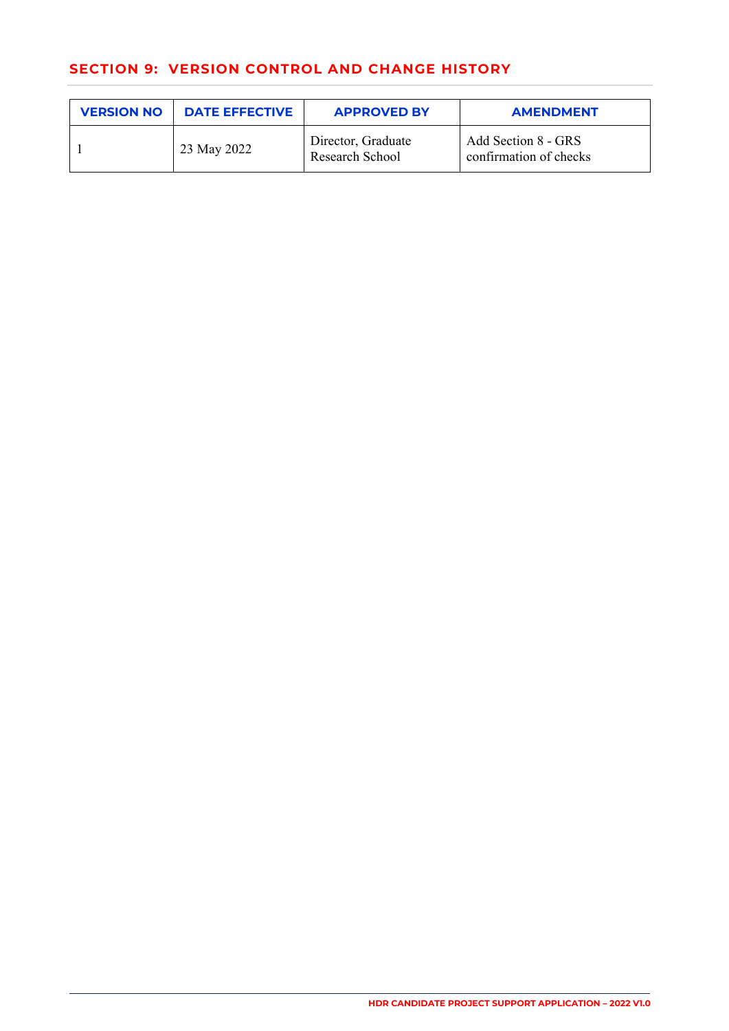## SECTION 9: VERSION CONTROL AND CHANGE HISTORY

| VERSION NO | DATE EFFECTIVE | APPROVED BY | AMENDMENT |
|---|---|---|---|
| 1 | 23 May 2022 | Director, Graduate Research School | Add Section 8 - GRS confirmation of checks |